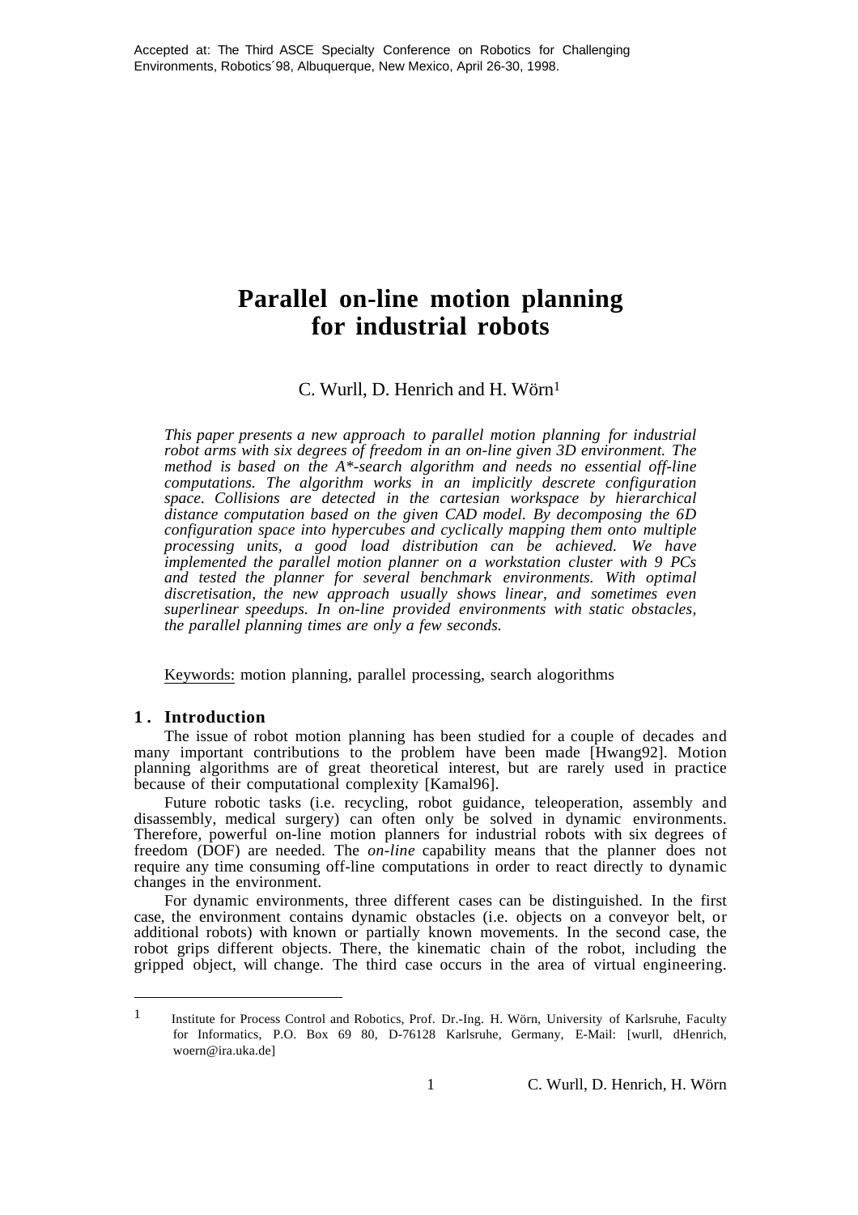Accepted at: The Third ASCE Specialty Conference on Robotics for Challenging Environments, Robotics´98, Albuquerque, New Mexico, April 26-30, 1998.

# Parallel on-line motion planning for industrial robots

C. Wurll, D. Henrich and H. Wörn[1]

*This paper presents a new approach to parallel motion planning for industrial robot arms with six degrees of freedom in an on-line given 3D environment. The method is based on the A\*-search algorithm and needs no essential off-line computations. The algorithm works in an implicitly descrete configuration space. Collisions are detected in the cartesian workspace by hierarchical distance computation based on the given CAD model. By decomposing the 6D configuration space into hypercubes and cyclically mapping them onto multiple processing units, a good load distribution can be achieved. We have implemented the parallel motion planner on a workstation cluster with 9 PCs and tested the planner for several benchmark environments. With optimal discretisation, the new approach usually shows linear, and sometimes even superlinear speedups. In on-line provided environments with static obstacles, the parallel planning times are only a few seconds.*

Keywords: motion planning, parallel processing, search alogorithms

## 1. Introduction

The issue of robot motion planning has been studied for a couple of decades and many important contributions to the problem have been made [Hwang92]. Motion planning algorithms are of great theoretical interest, but are rarely used in practice because of their computational complexity [Kamal96].

Future robotic tasks (i.e. recycling, robot guidance, teleoperation, assembly and disassembly, medical surgery) can often only be solved in dynamic environments. Therefore, powerful on-line motion planners for industrial robots with six degrees of freedom (DOF) are needed. The *on-line* capability means that the planner does not require any time consuming off-line computations in order to react directly to dynamic changes in the environment.

For dynamic environments, three different cases can be distinguished. In the first case, the environment contains dynamic obstacles (i.e. objects on a conveyor belt, or additional robots) with known or partially known movements. In the second case, the robot grips different objects. There, the kinematic chain of the robot, including the gripped object, will change. The third case occurs in the area of virtual engineering.

---

[1] Institute for Process Control and Robotics, Prof. Dr.-Ing. H. Wörn, University of Karlsruhe, Faculty for Informatics, P.O. Box 69 80, D-76128 Karlsruhe, Germany, E-Mail: [wurll, dHenrich, woern@ira.uka.de]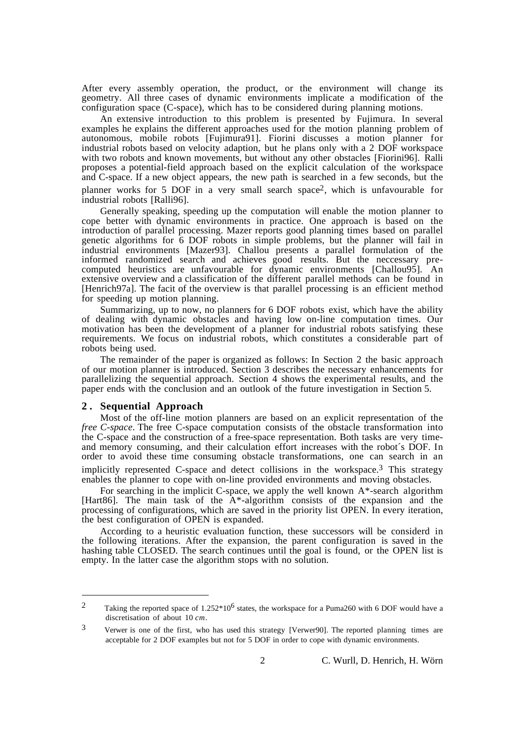After every assembly operation, the product, or the environment will change its geometry. All three cases of dynamic environments implicate a modification of the configuration space (C-space), which has to be considered during planning motions.

An extensive introduction to this problem is presented by Fujimura. In several examples he explains the different approaches used for the motion planning problem of autonomous, mobile robots [Fujimura91]. Fiorini discusses a motion planner for industrial robots based on velocity adaption, but he plans only with a 2 DOF workspace with two robots and known movements, but without any other obstacles [Fiorini96]. Ralli proposes a potential-field approach based on the explicit calculation of the workspace and C-space. If a new object appears, the new path is searched in a few seconds, but the planner works for 5 DOF in a very small search space[2], which is unfavourable for industrial robots [Ralli96].

Generally speaking, speeding up the computation will enable the motion planner to cope better with dynamic environments in practice. One approach is based on the introduction of parallel processing. Mazer reports good planning times based on parallel genetic algorithms for 6 DOF robots in simple problems, but the planner will fail in industrial environments [Mazer93]. Challou presents a parallel formulation of the informed randomized search and achieves good results. But the neccessary pre-computed heuristics are unfavourable for dynamic environments [Challou95]. An extensive overview and a classification of the different parallel methods can be found in [Henrich97a]. The facit of the overview is that parallel processing is an efficient method for speeding up motion planning.

Summarizing, up to now, no planners for 6 DOF robots exist, which have the ability of dealing with dynamic obstacles and having low on-line computation times. Our motivation has been the development of a planner for industrial robots satisfying these requirements. We focus on industrial robots, which constitutes a considerable part of robots being used.

The remainder of the paper is organized as follows: In Section 2 the basic approach of our motion planner is introduced. Section 3 describes the necessary enhancements for parallelizing the sequential approach. Section 4 shows the experimental results, and the paper ends with the conclusion and an outlook of the future investigation in Section 5.

## 2. Sequential Approach

Most of the off-line motion planners are based on an explicit representation of the *free C-space*. The free C-space computation consists of the obstacle transformation into the C-space and the construction of a free-space representation. Both tasks are very time- and memory consuming, and their calculation effort increases with the robot´s DOF. In order to avoid these time consuming obstacle transformations, one can search in an implicitly represented C-space and detect collisions in the workspace.[3] This strategy enables the planner to cope with on-line provided environments and moving obstacles.

For searching in the implicit C-space, we apply the well known A*-search algorithm [Hart86]. The main task of the A*-algorithm consists of the expansion and the processing of configurations, which are saved in the priority list OPEN. In every iteration, the best configuration of OPEN is expanded.

According to a heuristic evaluation function, these successors will be considerd in the following iterations. After the expansion, the parent configuration is saved in the hashing table CLOSED. The search continues until the goal is found, or the OPEN list is empty. In the latter case the algorithm stops with no solution.

---

[2] Taking the reported space of $1.252*10^6$ states, the workspace for a Puma260 with 6 DOF would have a discretisation of about 10 *cm*.

[3] Verwer is one of the first, who has used this strategy [Verwer90]. The reported planning times are acceptable for 2 DOF examples but not for 5 DOF in order to cope with dynamic environments.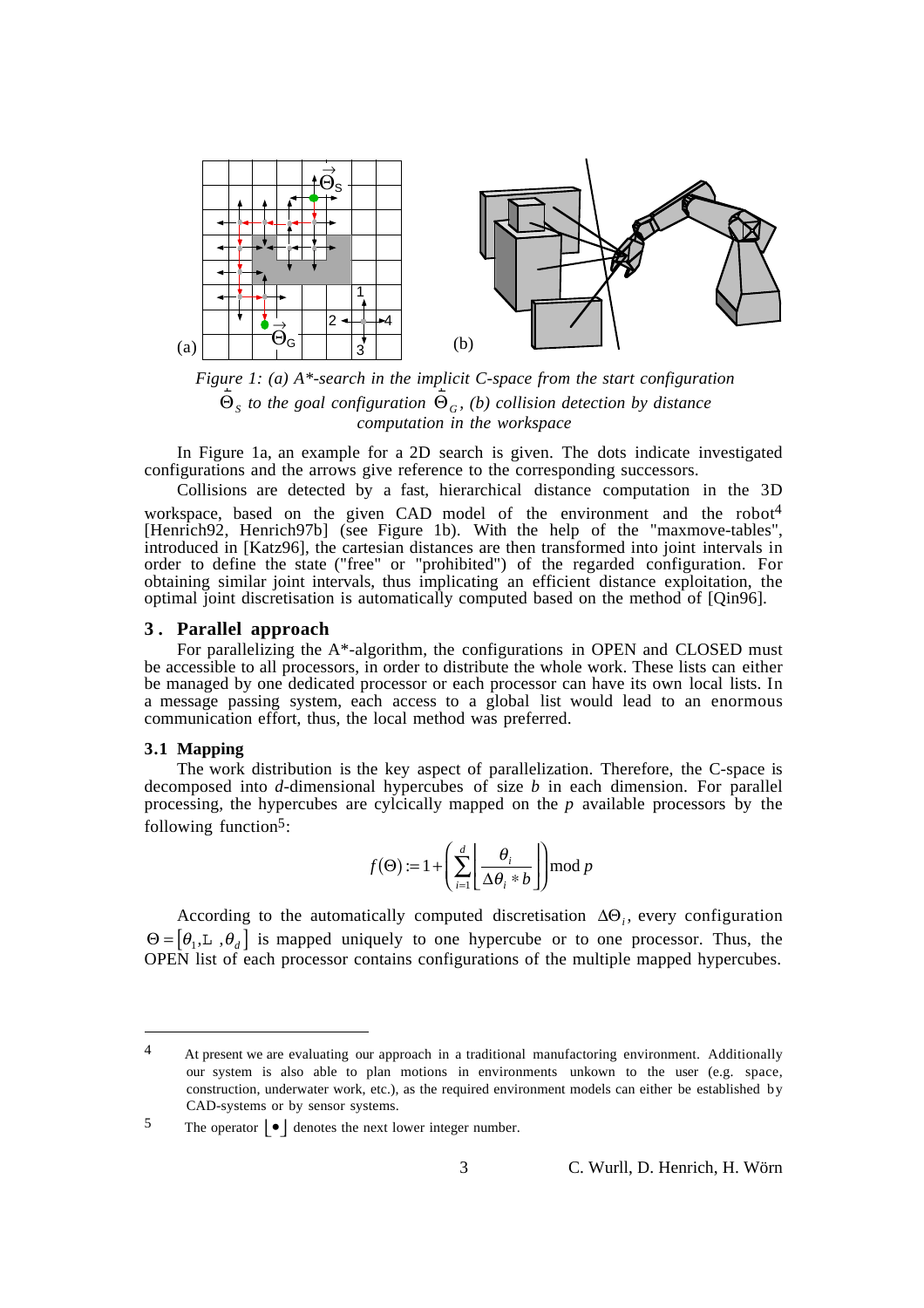(a) (b)

*Figure 1: (a) A\*-search in the implicit C-space from the start configuration $\vec{\Theta}_S$ to the goal configuration $\vec{\Theta}_G$, (b) collision detection by distance computation in the workspace*

In Figure 1a, an example for a 2D search is given. The dots indicate investigated configurations and the arrows give reference to the corresponding successors.

Collisions are detected by a fast, hierarchical distance computation in the 3D workspace, based on the given CAD model of the environment and the robot[4] [Henrich92, Henrich97b] (see Figure 1b). With the help of the "maxmove-tables", introduced in [Katz96], the cartesian distances are then transformed into joint intervals in order to define the state ("free" or "prohibited") of the regarded configuration. For obtaining similar joint intervals, thus implicating an efficient distance exploitation, the optimal joint discretisation is automatically computed based on the method of [Qin96].

## 3. Parallel approach

For parallelizing the A\*-algorithm, the configurations in OPEN and CLOSED must be accessible to all processors, in order to distribute the whole work. These lists can either be managed by one dedicated processor or each processor can have its own local lists. In a message passing system, each access to a global list would lead to an enormous communication effort, thus, the local method was preferred.

### 3.1 Mapping

The work distribution is the key aspect of parallelization. Therefore, the C-space is decomposed into *d*-dimensional hypercubes of size *b* in each dimension. For parallel processing, the hypercubes are cylcically mapped on the *p* available processors by the following function[5]:

$$f(\Theta) := 1 + \left( \sum_{i=1}^{d} \left\lfloor \frac{\theta_i}{\Delta\theta_i * b} \right\rfloor \right) \bmod p$$

According to the automatically computed discretisation $\Delta\Theta_i$, every configuration $\Theta = [\theta_1, \ldots, \theta_d]$ is mapped uniquely to one hypercube or to one processor. Thus, the OPEN list of each processor contains configurations of the multiple mapped hypercubes.

---

[4] At present we are evaluating our approach in a traditional manufactoring environment. Additionally our system is also able to plan motions in environments unkown to the user (e.g. space, construction, underwater work, etc.), as the required environment models can either be established by CAD-systems or by sensor systems.

[5] The operator $\lfloor \bullet \rfloor$ denotes the next lower integer number.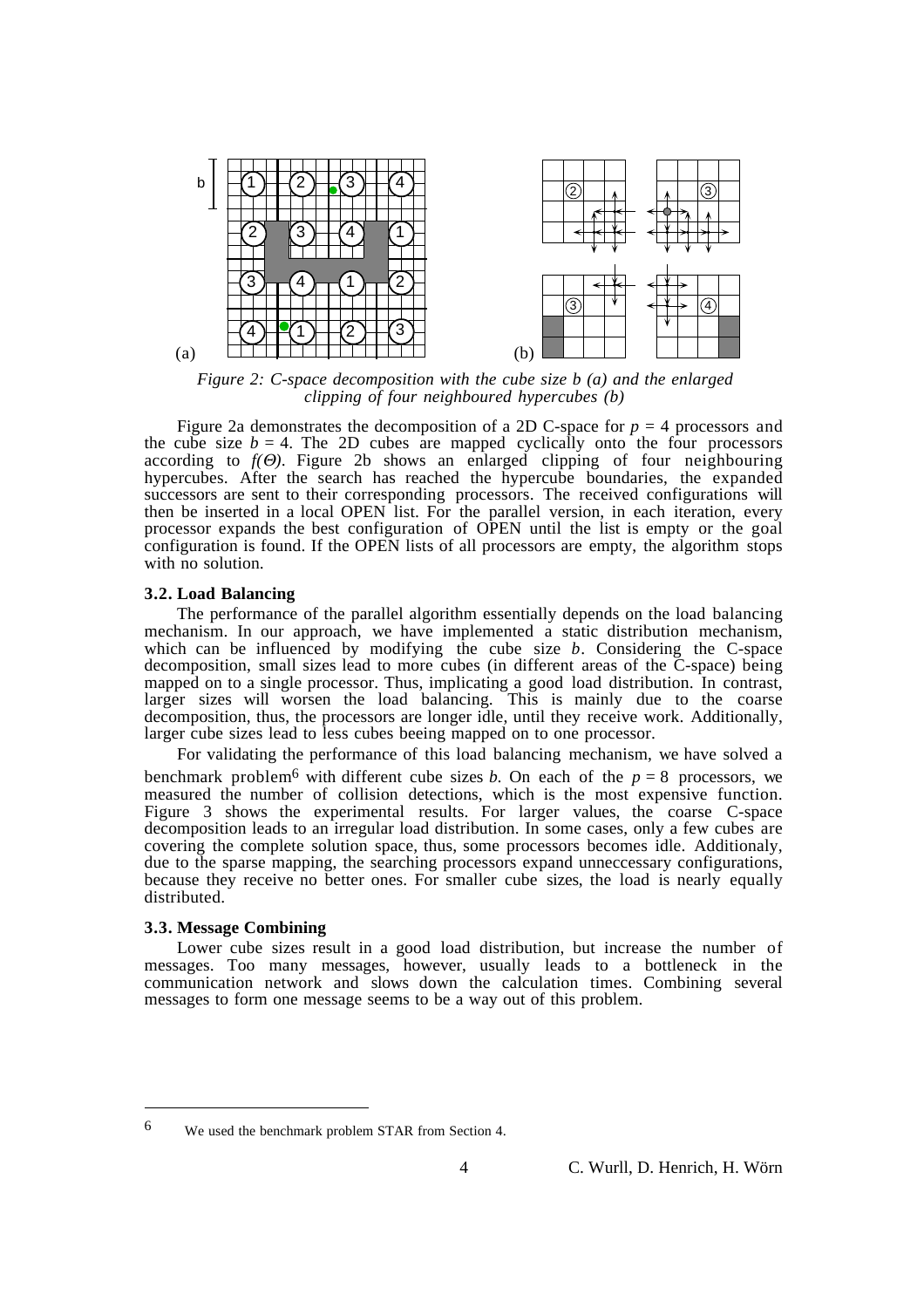*Figure 2: C-space decomposition with the cube size b (a) and the enlarged clipping of four neighboured hypercubes (b)*

Figure 2a demonstrates the decomposition of a 2D C-space for $p = 4$ processors and the cube size $b = 4$. The 2D cubes are mapped cyclically onto the four processors according to $f(\Theta)$. Figure 2b shows an enlarged clipping of four neighbouring hypercubes. After the search has reached the hypercube boundaries, the expanded successors are sent to their corresponding processors. The received configurations will then be inserted in a local OPEN list. For the parallel version, in each iteration, every processor expands the best configuration of OPEN until the list is empty or the goal configuration is found. If the OPEN lists of all processors are empty, the algorithm stops with no solution.

### 3.2. Load Balancing

The performance of the parallel algorithm essentially depends on the load balancing mechanism. In our approach, we have implemented a static distribution mechanism, which can be influenced by modifying the cube size $b$. Considering the C-space decomposition, small sizes lead to more cubes (in different areas of the C-space) being mapped on to a single processor. Thus, implicating a good load distribution. In contrast, larger sizes will worsen the load balancing. This is mainly due to the coarse decomposition, thus, the processors are longer idle, until they receive work. Additionally, larger cube sizes lead to less cubes beeing mapped on to one processor.

For validating the performance of this load balancing mechanism, we have solved a benchmark problem[6] with different cube sizes $b$. On each of the $p = 8$ processors, we measured the number of collision detections, which is the most expensive function. Figure 3 shows the experimental results. For larger values, the coarse C-space decomposition leads to an irregular load distribution. In some cases, only a few cubes are covering the complete solution space, thus, some processors becomes idle. Additionaly, due to the sparse mapping, the searching processors expand unneccessary configurations, because they receive no better ones. For smaller cube sizes, the load is nearly equally distributed.

### 3.3. Message Combining

Lower cube sizes result in a good load distribution, but increase the number of messages. Too many messages, however, usually leads to a bottleneck in the communication network and slows down the calculation times. Combining several messages to form one message seems to be a way out of this problem.

[6] We used the benchmark problem STAR from Section 4.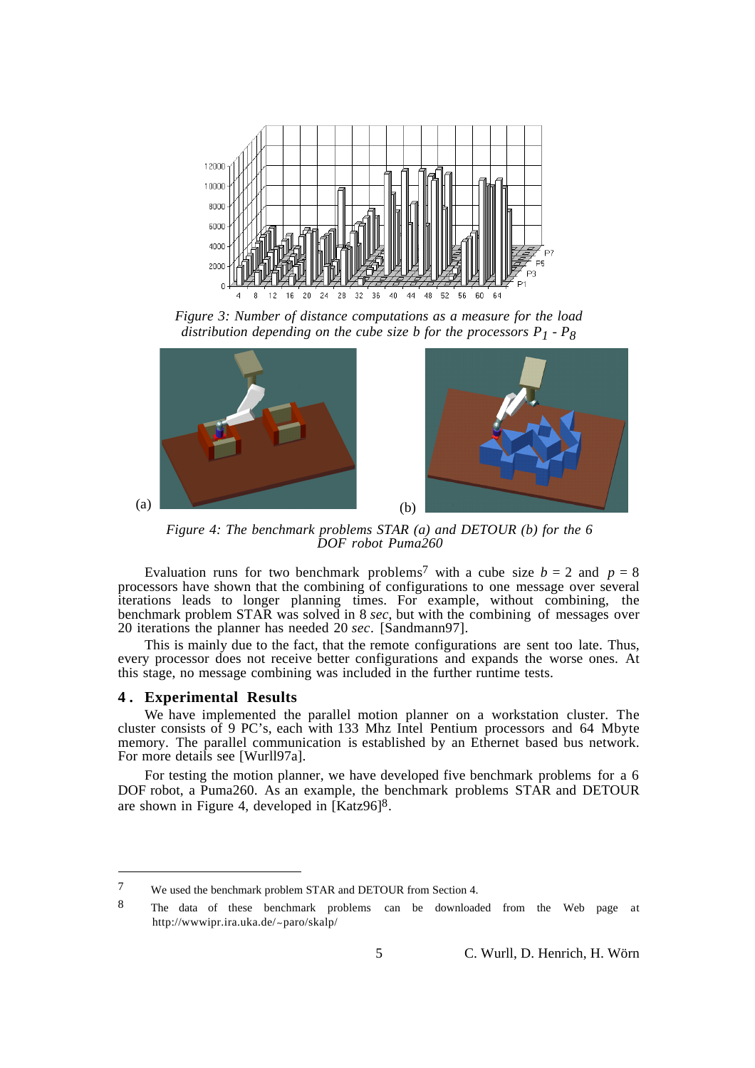*Figure 3: Number of distance computations as a measure for the load distribution depending on the cube size b for the processors $P_1$ - $P_8$*

(a) (b)

*Figure 4: The benchmark problems STAR (a) and DETOUR (b) for the 6 DOF robot Puma260*

Evaluation runs for two benchmark problems[7] with a cube size $b = 2$ and $p = 8$ processors have shown that the combining of configurations to one message over several iterations leads to longer planning times. For example, without combining, the benchmark problem STAR was solved in 8 *sec*, but with the combining of messages over 20 iterations the planner has needed 20 *sec*. [Sandmann97].

This is mainly due to the fact, that the remote configurations are sent too late. Thus, every processor does not receive better configurations and expands the worse ones. At this stage, no message combining was included in the further runtime tests.

## 4. Experimental Results

We have implemented the parallel motion planner on a workstation cluster. The cluster consists of 9 PC's, each with 133 Mhz Intel Pentium processors and 64 Mbyte memory. The parallel communication is established by an Ethernet based bus network. For more details see [Wurll97a].

For testing the motion planner, we have developed five benchmark problems for a 6 DOF robot, a Puma260. As an example, the benchmark problems STAR and DETOUR are shown in Figure 4, developed in [Katz96][8].

---

[7] We used the benchmark problem STAR and DETOUR from Section 4.

[8] The data of these benchmark problems can be downloaded from the Web page at http://wwwipr.ira.uka.de/~paro/skalp/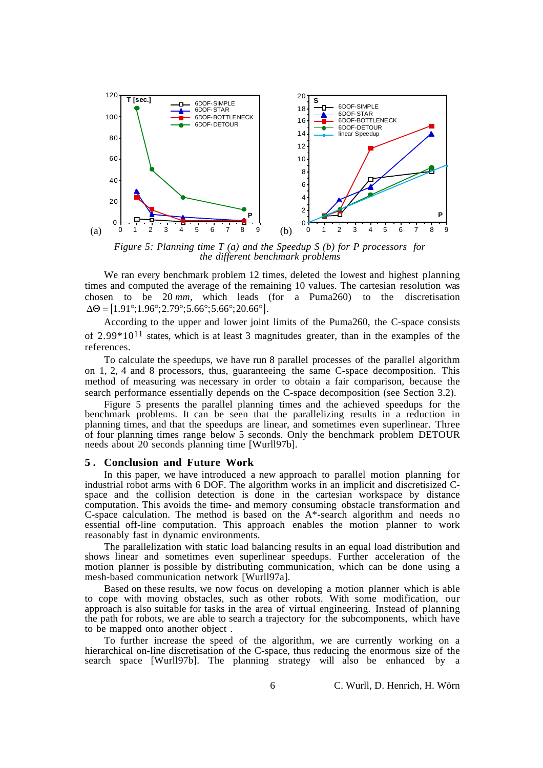*Figure 5: Planning time T (a) and the Speedup S (b) for P processors for the different benchmark problems*

We ran every benchmark problem 12 times, deleted the lowest and highest planning times and computed the average of the remaining 10 values. The cartesian resolution was chosen to be 20 *mm*, which leads (for a Puma260) to the discretisation $\Delta\Theta = [1.91°;1.96°;2.79°;5.66°;5.66°;20.66°]$.

According to the upper and lower joint limits of the Puma260, the C-space consists of $2.99*10^{11}$ states, which is at least 3 magnitudes greater, than in the examples of the references.

To calculate the speedups, we have run 8 parallel processes of the parallel algorithm on 1, 2, 4 and 8 processors, thus, guaranteeing the same C-space decomposition. This method of measuring was necessary in order to obtain a fair comparison, because the search performance essentially depends on the C-space decomposition (see Section 3.2).

Figure 5 presents the parallel planning times and the achieved speedups for the benchmark problems. It can be seen that the parallelizing results in a reduction in planning times, and that the speedups are linear, and sometimes even superlinear. Three of four planning times range below 5 seconds. Only the benchmark problem DETOUR needs about 20 seconds planning time [Wurll97b].

## 5. Conclusion and Future Work

In this paper, we have introduced a new approach to parallel motion planning for industrial robot arms with 6 DOF. The algorithm works in an implicit and discretisized C-space and the collision detection is done in the cartesian workspace by distance computation. This avoids the time- and memory consuming obstacle transformation and C-space calculation. The method is based on the A*-search algorithm and needs no essential off-line computation. This approach enables the motion planner to work reasonably fast in dynamic environments.

The parallelization with static load balancing results in an equal load distribution and shows linear and sometimes even superlinear speedups. Further acceleration of the motion planner is possible by distributing communication, which can be done using a mesh-based communication network [Wurll97a].

Based on these results, we now focus on developing a motion planner which is able to cope with moving obstacles, such as other robots. With some modification, our approach is also suitable for tasks in the area of virtual engineering. Instead of planning the path for robots, we are able to search a trajectory for the subcomponents, which have to be mapped onto another object .

To further increase the speed of the algorithm, we are currently working on a hierarchical on-line discretisation of the C-space, thus reducing the enormous size of the search space [Wurll97b]. The planning strategy will also be enhanced by a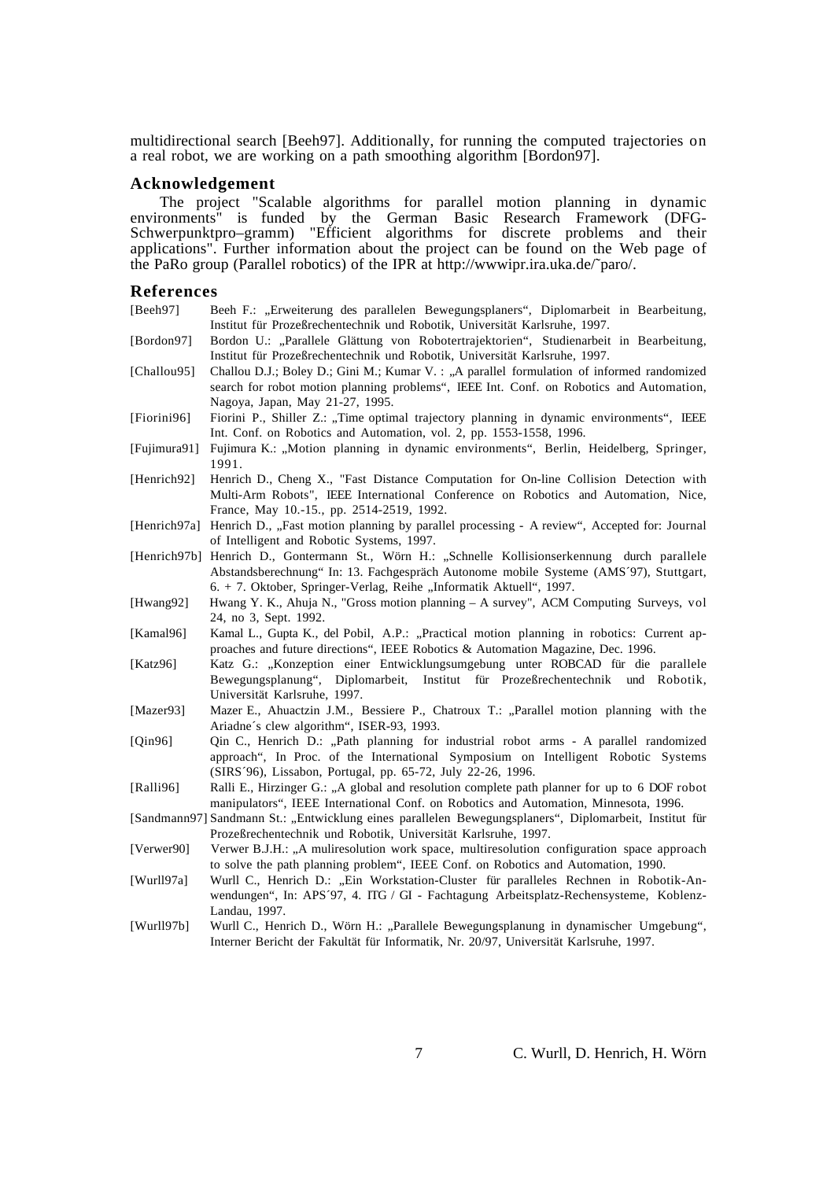multidirectional search [Beeh97]. Additionally, for running the computed trajectories on a real robot, we are working on a path smoothing algorithm [Bordon97].

## Acknowledgement

The project "Scalable algorithms for parallel motion planning in dynamic environments" is funded by the German Basic Research Framework (DFG-Schwerpunktpro–gramm) "Efficient algorithms for discrete problems and their applications". Further information about the project can be found on the Web page of the PaRo group (Parallel robotics) of the IPR at http://wwwipr.ira.uka.de/~paro/.

## References

[Beeh97] Beeh F.: „Erweiterung des parallelen Bewegungsplaners“, Diplomarbeit in Bearbeitung, Institut für Prozeßrechentechnik und Robotik, Universität Karlsruhe, 1997.

[Bordon97] Bordon U.: „Parallele Glättung von Robotertrajektorien“, Studienarbeit in Bearbeitung, Institut für Prozeßrechentechnik und Robotik, Universität Karlsruhe, 1997.

[Challou95] Challou D.J.; Boley D.; Gini M.; Kumar V. : „A parallel formulation of informed randomized search for robot motion planning problems“, IEEE Int. Conf. on Robotics and Automation, Nagoya, Japan, May 21-27, 1995.

[Fiorini96] Fiorini P., Shiller Z.: „Time optimal trajectory planning in dynamic environments“, IEEE Int. Conf. on Robotics and Automation, vol. 2, pp. 1553-1558, 1996.

[Fujimura91] Fujimura K.: „Motion planning in dynamic environments“, Berlin, Heidelberg, Springer, 1991.

[Henrich92] Henrich D., Cheng X., "Fast Distance Computation for On-line Collision Detection with Multi-Arm Robots", IEEE International Conference on Robotics and Automation, Nice, France, May 10.-15., pp. 2514-2519, 1992.

[Henrich97a] Henrich D., „Fast motion planning by parallel processing - A review“, Accepted for: Journal of Intelligent and Robotic Systems, 1997.

[Henrich97b] Henrich D., Gontermann St., Wörn H.: „Schnelle Kollisionserkennung durch parallele Abstandsberechnung“ In: 13. Fachgespräch Autonome mobile Systeme (AMS´97), Stuttgart, 6. + 7. Oktober, Springer-Verlag, Reihe „Informatik Aktuell“, 1997.

[Hwang92] Hwang Y. K., Ahuja N., "Gross motion planning – A survey", ACM Computing Surveys, vol 24, no 3, Sept. 1992.

[Kamal96] Kamal L., Gupta K., del Pobil, A.P.: „Practical motion planning in robotics: Current approaches and future directions“, IEEE Robotics & Automation Magazine, Dec. 1996.

[Katz96] Katz G.: „Konzeption einer Entwicklungsumgebung unter ROBCAD für die parallele Bewegungsplanung“, Diplomarbeit, Institut für Prozeßrechentechnik und Robotik, Universität Karlsruhe, 1997.

[Mazer93] Mazer E., Ahuactzin J.M., Bessiere P., Chatroux T.: „Parallel motion planning with the Ariadne´s clew algorithm“, ISER-93, 1993.

[Qin96] Qin C., Henrich D.: „Path planning for industrial robot arms - A parallel randomized approach“, In Proc. of the International Symposium on Intelligent Robotic Systems (SIRS´96), Lissabon, Portugal, pp. 65-72, July 22-26, 1996.

[Ralli96] Ralli E., Hirzinger G.: „A global and resolution complete path planner for up to 6 DOF robot manipulators“, IEEE International Conf. on Robotics and Automation, Minnesota, 1996.

[Sandmann97] Sandmann St.: „Entwicklung eines parallelen Bewegungsplaners“, Diplomarbeit, Institut für Prozeßrechentechnik und Robotik, Universität Karlsruhe, 1997.

[Verwer90] Verwer B.J.H.: „A muliresolution work space, multiresolution configuration space approach to solve the path planning problem“, IEEE Conf. on Robotics and Automation, 1990.

[Wurll97a] Wurll C., Henrich D.: „Ein Workstation-Cluster für paralleles Rechnen in Robotik-Anwendungen“, In: APS´97, 4. ITG / GI - Fachtagung Arbeitsplatz-Rechensysteme, Koblenz-Landau, 1997.

[Wurll97b] Wurll C., Henrich D., Wörn H.: „Parallele Bewegungsplanung in dynamischer Umgebung“, Interner Bericht der Fakultät für Informatik, Nr. 20/97, Universität Karlsruhe, 1997.